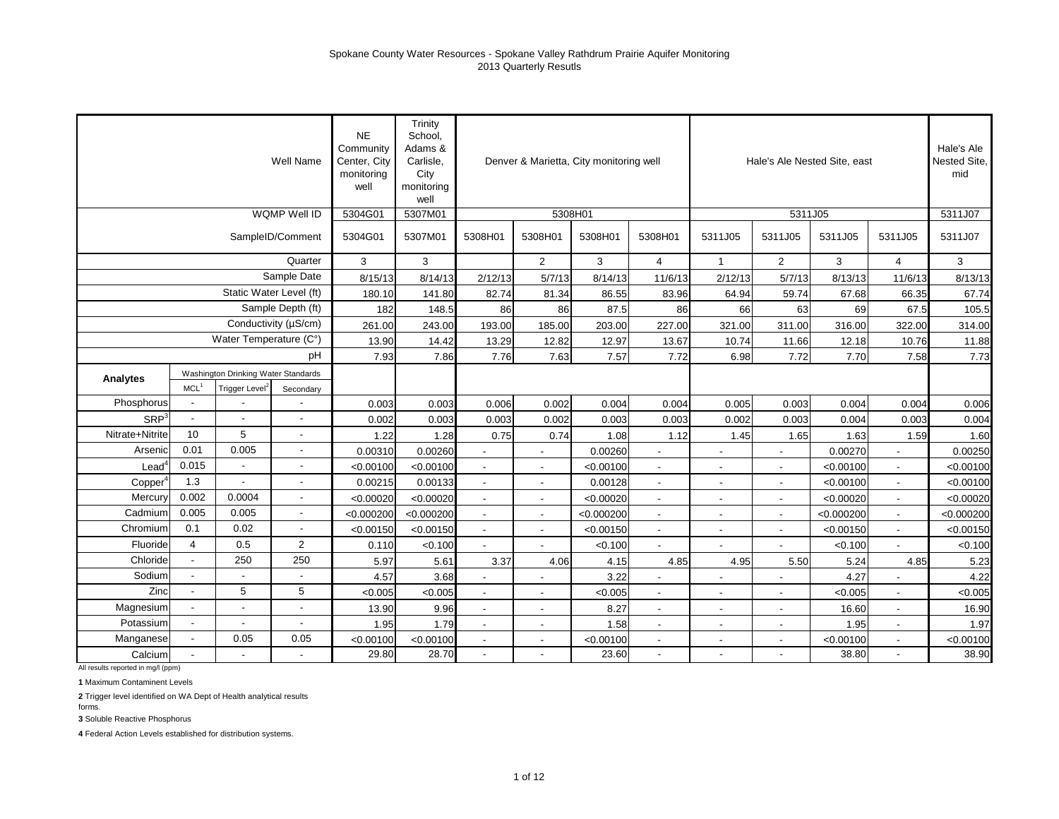Spokane County Water Resources - Spokane Valley Rathdrum Prairie Aquifer Monitoring
2013 Quarterly Resutls

| | | | Well Name | NE Community Center, City monitoring well | Trinity School, Adams & Carlisle, City monitoring well | Denver & Marietta, City monitoring well | | | | Hale's Ale Nested Site, east | | | | Hale's Ale Nested Site, mid |
|---|---|---|---|---|---|---|---|---|---|---|---|---|---|---|
| | | | WQMP Well ID | 5304G01 | 5307M01 | 5308H01 | | | | 5311J05 | | | | 5311J07 |
| | | | SampleID/Comment | 5304G01 | 5307M01 | 5308H01 | 5308H01 | 5308H01 | 5308H01 | 5311J05 | 5311J05 | 5311J05 | 5311J05 | 5311J07 |
| | | | Quarter | 3 | 3 | | 2 | 3 | 4 | 1 | 2 | 3 | 4 | 3 |
| | | | Sample Date | 8/15/13 | 8/14/13 | 2/12/13 | 5/7/13 | 8/14/13 | 11/6/13 | 2/12/13 | 5/7/13 | 8/13/13 | 11/6/13 | 8/13/13 |
| | | | Static Water Level (ft) | 180.10 | 141.80 | 82.74 | 81.34 | 86.55 | 83.96 | 64.94 | 59.74 | 67.68 | 66.35 | 67.74 |
| | | | Sample Depth (ft) | 182 | 148.5 | 86 | 86 | 87.5 | 86 | 66 | 63 | 69 | 67.5 | 105.5 |
| | | | Conductivity (µS/cm) | 261.00 | 243.00 | 193.00 | 185.00 | 203.00 | 227.00 | 321.00 | 311.00 | 316.00 | 322.00 | 314.00 |
| | | | Water Temperature (C°) | 13.90 | 14.42 | 13.29 | 12.82 | 12.97 | 13.67 | 10.74 | 11.66 | 12.18 | 10.76 | 11.88 |
| | | | pH | 7.93 | 7.86 | 7.76 | 7.63 | 7.57 | 7.72 | 6.98 | 7.72 | 7.70 | 7.58 | 7.73 |
| **Analytes** | Washington Drinking Water Standards | | | | | | | | | | | | | |
| | MCL[1] | Trigger Level[2] | Secondary | | | | | | | | | | | |
| Phosphorus | - | - | - | 0.003 | 0.003 | 0.006 | 0.002 | 0.004 | 0.004 | 0.005 | 0.003 | 0.004 | 0.004 | 0.006 |
| SRP[3] | - | - | - | 0.002 | 0.003 | 0.003 | 0.002 | 0.003 | 0.003 | 0.002 | 0.003 | 0.004 | 0.003 | 0.004 |
| Nitrate+Nitrite | 10 | 5 | - | 1.22 | 1.28 | 0.75 | 0.74 | 1.08 | 1.12 | 1.45 | 1.65 | 1.63 | 1.59 | 1.60 |
| Arsenic | 0.01 | 0.005 | - | 0.00310 | 0.00260 | - | - | 0.00260 | - | - | - | 0.00270 | - | 0.00250 |
| Lead[4] | 0.015 | - | - | <0.00100 | <0.00100 | - | - | <0.00100 | - | - | - | <0.00100 | - | <0.00100 |
| Copper[4] | 1.3 | - | - | 0.00215 | 0.00133 | - | - | 0.00128 | - | - | - | <0.00100 | - | <0.00100 |
| Mercury | 0.002 | 0.0004 | - | <0.00020 | <0.00020 | - | - | <0.00020 | - | - | - | <0.00020 | - | <0.00020 |
| Cadmium | 0.005 | 0.005 | - | <0.000200 | <0.000200 | - | - | <0.000200 | - | - | - | <0.000200 | - | <0.000200 |
| Chromium | 0.1 | 0.02 | - | <0.00150 | <0.00150 | - | - | <0.00150 | - | - | - | <0.00150 | - | <0.00150 |
| Fluoride | 4 | 0.5 | 2 | 0.110 | <0.100 | - | - | <0.100 | - | - | - | <0.100 | - | <0.100 |
| Chloride | - | 250 | 250 | 5.97 | 5.61 | 3.37 | 4.06 | 4.15 | 4.85 | 4.95 | 5.50 | 5.24 | 4.85 | 5.23 |
| Sodium | - | - | - | 4.57 | 3.68 | - | - | 3.22 | - | - | - | 4.27 | - | 4.22 |
| Zinc | - | 5 | 5 | <0.005 | <0.005 | - | - | <0.005 | - | - | - | <0.005 | - | <0.005 |
| Magnesium | - | - | - | 13.90 | 9.96 | - | - | 8.27 | - | - | - | 16.60 | - | 16.90 |
| Potassium | - | - | - | 1.95 | 1.79 | - | - | 1.58 | - | - | - | 1.95 | - | 1.97 |
| Manganese | - | 0.05 | 0.05 | <0.00100 | <0.00100 | - | - | <0.00100 | - | - | - | <0.00100 | - | <0.00100 |
| Calcium | - | - | - | 29.80 | 28.70 | - | - | 23.60 | - | - | - | 38.80 | - | 38.90 |

All results reported in mg/l (ppm)

**1** Maximum Contaminent Levels

**2** Trigger level identified on WA Dept of Health analytical results forms.

**3** Soluble Reactive Phosphorus

**4** Federal Action Levels established for distribution systems.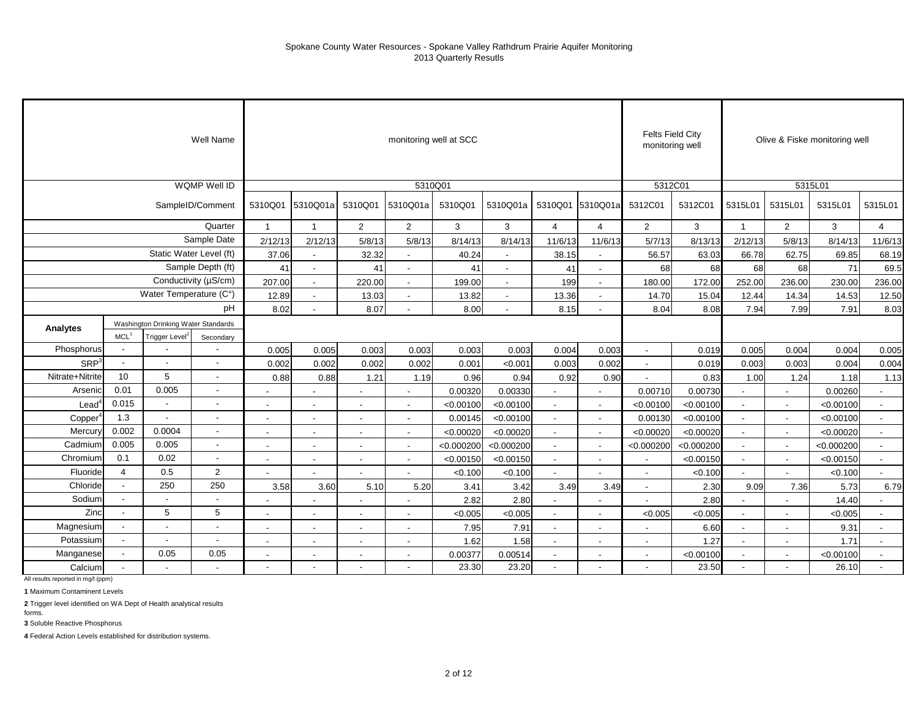Spokane County Water Resources - Spokane Valley Rathdrum Prairie Aquifer Monitoring
2013 Quarterly Resutls

| | | | Well Name | monitoring well at SCC | | | | | | | | Felts Field City monitoring well | | Olive & Fiske monitoring well | | | |
|---|---|---|---|---|---|---|---|---|---|---|---|---|---|---|---|---|---|
| | | | WQMP Well ID | 5310Q01 | | | | | | | | 5312C01 | | 5315L01 | | | |
| | | | SampleID/Comment | 5310Q01 | 5310Q01a | 5310Q01 | 5310Q01a | 5310Q01 | 5310Q01a | 5310Q01 | 5310Q01a | 5312C01 | 5312C01 | 5315L01 | 5315L01 | 5315L01 | 5315L01 |
| | | | Quarter | 1 | 1 | 2 | 2 | 3 | 3 | 4 | 4 | 2 | 3 | 1 | 2 | 3 | 4 |
| | | | Sample Date | 2/12/13 | 2/12/13 | 5/8/13 | 5/8/13 | 8/14/13 | 8/14/13 | 11/6/13 | 11/6/13 | 5/7/13 | 8/13/13 | 2/12/13 | 5/8/13 | 8/14/13 | 11/6/13 |
| | | | Static Water Level (ft) | 37.06 | - | 32.32 | - | 40.24 | - | 38.15 | - | 56.57 | 63.03 | 66.78 | 62.75 | 69.85 | 68.19 |
| | | | Sample Depth (ft) | 41 | - | 41 | - | 41 | - | 41 | - | 68 | 68 | 68 | 68 | 71 | 69.5 |
| | | | Conductivity (µS/cm) | 207.00 | - | 220.00 | - | 199.00 | - | 199 | - | 180.00 | 172.00 | 252.00 | 236.00 | 230.00 | 236.00 |
| | | | Water Temperature (C°) | 12.89 | - | 13.03 | - | 13.82 | - | 13.36 | - | 14.70 | 15.04 | 12.44 | 14.34 | 14.53 | 12.50 |
| | | | pH | 8.02 | - | 8.07 | - | 8.00 | - | 8.15 | - | 8.04 | 8.08 | 7.94 | 7.99 | 7.91 | 8.03 |
| **Analytes** | Washington Drinking Water Standards | | | | | | | | | | | | | | | | |
| | MCL[1] | Trigger Level[2] | Secondary | | | | | | | | | | | | | | |
| Phosphorus | - | - | - | 0.005 | 0.005 | 0.003 | 0.003 | 0.003 | 0.003 | 0.004 | 0.003 | - | 0.019 | 0.005 | 0.004 | 0.004 | 0.005 |
| SRP[3] | - | - | - | 0.002 | 0.002 | 0.002 | 0.002 | 0.001 | <0.001 | 0.003 | 0.002 | - | 0.019 | 0.003 | 0.003 | 0.004 | 0.004 |
| Nitrate+Nitrite | 10 | 5 | - | 0.88 | 0.88 | 1.21 | 1.19 | 0.96 | 0.94 | 0.92 | 0.90 | - | 0.83 | 1.00 | 1.24 | 1.18 | 1.13 |
| Arsenic | 0.01 | 0.005 | - | - | - | - | - | 0.00320 | 0.00330 | - | - | 0.00710 | 0.00730 | - | - | 0.00260 | - |
| Lead[4] | 0.015 | - | - | - | - | - | - | <0.00100 | <0.00100 | - | - | <0.00100 | <0.00100 | - | - | <0.00100 | - |
| Copper[4] | 1.3 | - | - | - | - | - | - | 0.00145 | <0.00100 | - | - | 0.00130 | <0.00100 | - | - | <0.00100 | - |
| Mercury | 0.002 | 0.0004 | - | - | - | - | - | <0.00020 | <0.00020 | - | - | <0.00020 | <0.00020 | - | - | <0.00020 | - |
| Cadmium | 0.005 | 0.005 | - | - | - | - | - | <0.000200 | <0.000200 | - | - | <0.000200 | <0.000200 | - | - | <0.000200 | - |
| Chromium | 0.1 | 0.02 | - | - | - | - | - | <0.00150 | <0.00150 | - | - | - | <0.00150 | - | - | <0.00150 | - |
| Fluoride | 4 | 0.5 | 2 | - | - | - | - | <0.100 | <0.100 | - | - | - | <0.100 | - | - | <0.100 | - |
| Chloride | - | 250 | 250 | 3.58 | 3.60 | 5.10 | 5.20 | 3.41 | 3.42 | 3.49 | 3.49 | - | 2.30 | 9.09 | 7.36 | 5.73 | 6.79 |
| Sodium | - | - | - | - | - | - | - | 2.82 | 2.80 | - | - | - | 2.80 | - | - | 14.40 | - |
| Zinc | - | 5 | 5 | - | - | - | - | <0.005 | <0.005 | - | - | <0.005 | <0.005 | - | - | <0.005 | - |
| Magnesium | - | - | - | - | - | - | - | 7.95 | 7.91 | - | - | - | 6.60 | - | - | 9.31 | - |
| Potassium | - | - | - | - | - | - | - | 1.62 | 1.58 | - | - | - | 1.27 | - | - | 1.71 | - |
| Manganese | - | 0.05 | 0.05 | - | - | - | - | 0.00377 | 0.00514 | - | - | - | <0.00100 | - | - | <0.00100 | - |
| Calcium | - | - | - | - | - | - | - | 23.30 | 23.20 | - | - | - | 23.50 | - | - | 26.10 | - |

All results reported in mg/l (ppm)

**1** Maximum Contaminent Levels

**2** Trigger level identified on WA Dept of Health analytical results forms.

**3** Soluble Reactive Phosphorus

**4** Federal Action Levels established for distribution systems.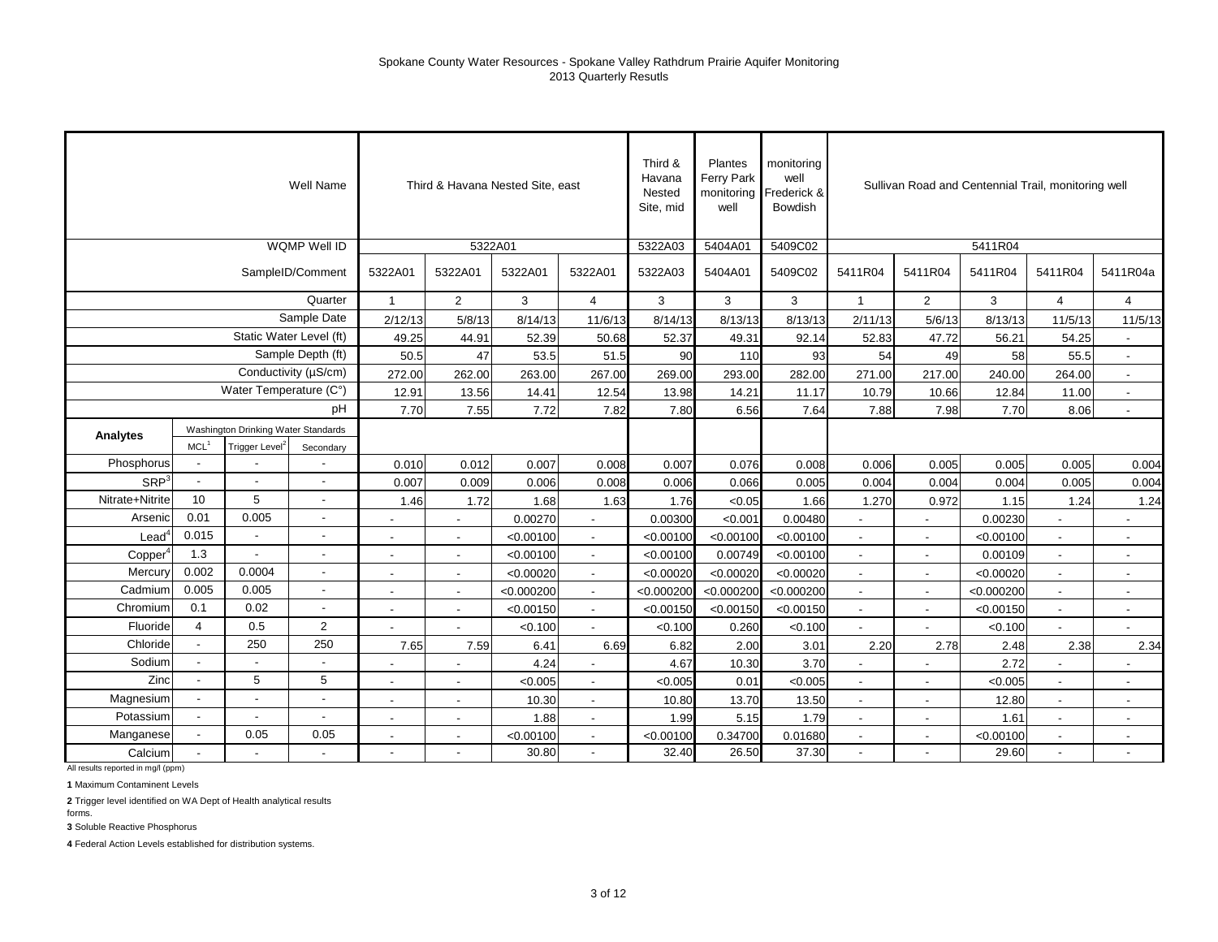Spokane County Water Resources - Spokane Valley Rathdrum Prairie Aquifer Monitoring
2013 Quarterly Resutls

| | | | Well Name | Third & Havana Nested Site, east | | | | Third & Havana Nested Site, mid | Plantes Ferry Park monitoring well | monitoring well Frederick & Bowdish | Sullivan Road and Centennial Trail, monitoring well | | | | |
|---|---|---|---|---|---|---|---|---|---|---|---|---|---|---|---|
| | | | WQMP Well ID | 5322A01 | | | | 5322A03 | 5404A01 | 5409C02 | 5411R04 | | | | |
| | | | SampleID/Comment | 5322A01 | 5322A01 | 5322A01 | 5322A01 | 5322A03 | 5404A01 | 5409C02 | 5411R04 | 5411R04 | 5411R04 | 5411R04 | 5411R04a |
| | | | Quarter | 1 | 2 | 3 | 4 | 3 | 3 | 3 | 1 | 2 | 3 | 4 | 4 |
| | | | Sample Date | 2/12/13 | 5/8/13 | 8/14/13 | 11/6/13 | 8/14/13 | 8/13/13 | 8/13/13 | 2/11/13 | 5/6/13 | 8/13/13 | 11/5/13 | 11/5/13 |
| | | | Static Water Level (ft) | 49.25 | 44.91 | 52.39 | 50.68 | 52.37 | 49.31 | 92.14 | 52.83 | 47.72 | 56.21 | 54.25 | - |
| | | | Sample Depth (ft) | 50.5 | 47 | 53.5 | 51.5 | 90 | 110 | 93 | 54 | 49 | 58 | 55.5 | - |
| | | | Conductivity (µS/cm) | 272.00 | 262.00 | 263.00 | 267.00 | 269.00 | 293.00 | 282.00 | 271.00 | 217.00 | 240.00 | 264.00 | - |
| | | | Water Temperature (C°) | 12.91 | 13.56 | 14.41 | 12.54 | 13.98 | 14.21 | 11.17 | 10.79 | 10.66 | 12.84 | 11.00 | - |
| | | | pH | 7.70 | 7.55 | 7.72 | 7.82 | 7.80 | 6.56 | 7.64 | 7.88 | 7.98 | 7.70 | 8.06 | - |
| **Analytes** | Washington Drinking Water Standards | | | | | | | | | | | | | | |
| | MCL[1] | Trigger Level[2] | Secondary | | | | | | | | | | | | |
| Phosphorus | - | - | - | 0.010 | 0.012 | 0.007 | 0.008 | 0.007 | 0.076 | 0.008 | 0.006 | 0.005 | 0.005 | 0.005 | 0.004 |
| SRP[3] | - | - | - | 0.007 | 0.009 | 0.006 | 0.008 | 0.006 | 0.066 | 0.005 | 0.004 | 0.004 | 0.004 | 0.005 | 0.004 |
| Nitrate+Nitrite | 10 | 5 | - | 1.46 | 1.72 | 1.68 | 1.63 | 1.76 | <0.05 | 1.66 | 1.270 | 0.972 | 1.15 | 1.24 | 1.24 |
| Arsenic | 0.01 | 0.005 | - | - | - | 0.00270 | - | 0.00300 | <0.001 | 0.00480 | - | - | 0.00230 | - | - |
| Lead[4] | 0.015 | - | - | - | - | <0.00100 | - | <0.00100 | <0.00100 | <0.00100 | - | - | <0.00100 | - | - |
| Copper[4] | 1.3 | - | - | - | - | <0.00100 | - | <0.00100 | 0.00749 | <0.00100 | - | - | 0.00109 | - | - |
| Mercury | 0.002 | 0.0004 | - | - | - | <0.00020 | - | <0.00020 | <0.00020 | <0.00020 | - | - | <0.00020 | - | - |
| Cadmium | 0.005 | 0.005 | - | - | - | <0.000200 | - | <0.000200 | <0.000200 | <0.000200 | - | - | <0.000200 | - | - |
| Chromium | 0.1 | 0.02 | - | - | - | <0.00150 | - | <0.00150 | <0.00150 | <0.00150 | - | - | <0.00150 | - | - |
| Fluoride | 4 | 0.5 | 2 | - | - | <0.100 | - | <0.100 | 0.260 | <0.100 | - | - | <0.100 | - | - |
| Chloride | - | 250 | 250 | 7.65 | 7.59 | 6.41 | 6.69 | 6.82 | 2.00 | 3.01 | 2.20 | 2.78 | 2.48 | 2.38 | 2.34 |
| Sodium | - | - | - | - | - | 4.24 | - | 4.67 | 10.30 | 3.70 | - | - | 2.72 | - | - |
| Zinc | - | 5 | 5 | - | - | <0.005 | - | <0.005 | 0.01 | <0.005 | - | - | <0.005 | - | - |
| Magnesium | - | - | - | - | - | 10.30 | - | 10.80 | 13.70 | 13.50 | - | - | 12.80 | - | - |
| Potassium | - | - | - | - | - | 1.88 | - | 1.99 | 5.15 | 1.79 | - | - | 1.61 | - | - |
| Manganese | - | 0.05 | 0.05 | - | - | <0.00100 | - | <0.00100 | 0.34700 | 0.01680 | - | - | <0.00100 | - | - |
| Calcium | - | - | - | - | - | 30.80 | - | 32.40 | 26.50 | 37.30 | - | - | 29.60 | - | - |

All results reported in mg/l (ppm)

**1** Maximum Contaminent Levels

**2** Trigger level identified on WA Dept of Health analytical results forms.

**3** Soluble Reactive Phosphorus

**4** Federal Action Levels established for distribution systems.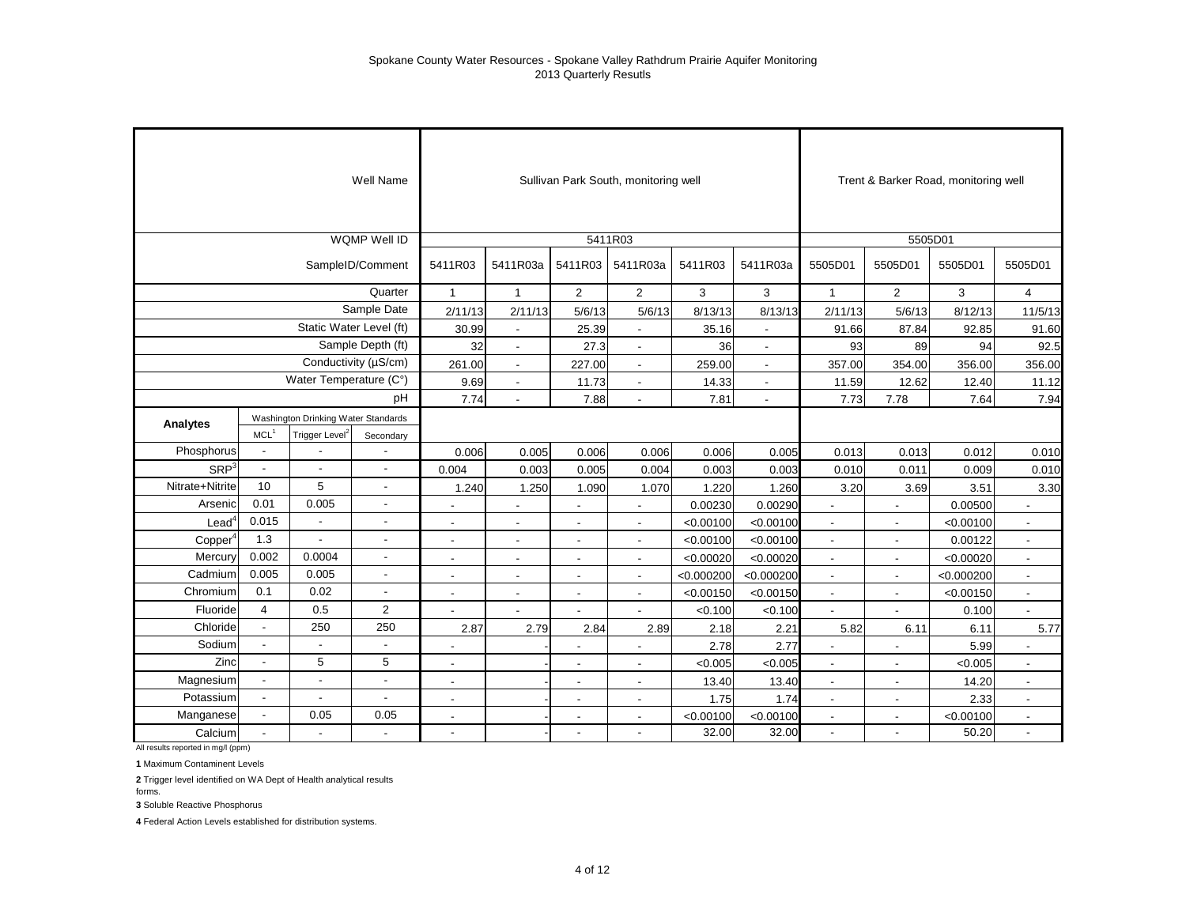Spokane County Water Resources - Spokane Valley Rathdrum Prairie Aquifer Monitoring
2013 Quarterly Resutls

| | | | Well Name | Sullivan Park South, monitoring well | | | | | | Trent & Barker Road, monitoring well | | | |
|---|---|---|---|---|---|---|---|---|---|---|---|---|---|
| | | | WQMP Well ID | 5411R03 | | | | | | 5505D01 | | | |
| | | | SampleID/Comment | 5411R03 | 5411R03a | 5411R03 | 5411R03a | 5411R03 | 5411R03a | 5505D01 | 5505D01 | 5505D01 | 5505D01 |
| | | | Quarter | 1 | 1 | 2 | 2 | 3 | 3 | 1 | 2 | 3 | 4 |
| | | | Sample Date | 2/11/13 | 2/11/13 | 5/6/13 | 5/6/13 | 8/13/13 | 8/13/13 | 2/11/13 | 5/6/13 | 8/12/13 | 11/5/13 |
| | | | Static Water Level (ft) | 30.99 | - | 25.39 | - | 35.16 | - | 91.66 | 87.84 | 92.85 | 91.60 |
| | | | Sample Depth (ft) | 32 | - | 27.3 | - | 36 | - | 93 | 89 | 94 | 92.5 |
| | | | Conductivity (µS/cm) | 261.00 | - | 227.00 | - | 259.00 | - | 357.00 | 354.00 | 356.00 | 356.00 |
| | | | Water Temperature (C°) | 9.69 | - | 11.73 | - | 14.33 | - | 11.59 | 12.62 | 12.40 | 11.12 |
| | | | pH | 7.74 | - | 7.88 | - | 7.81 | - | 7.73 | 7.78 | 7.64 | 7.94 |
| **Analytes** | Washington Drinking Water Standards | | | | | | | | | | | | |
| | MCL[1] | Trigger Level[2] | Secondary | | | | | | | | | | |
| Phosphorus | - | - | - | 0.006 | 0.005 | 0.006 | 0.006 | 0.006 | 0.005 | 0.013 | 0.013 | 0.012 | 0.010 |
| SRP[3] | - | - | - | 0.004 | 0.003 | 0.005 | 0.004 | 0.003 | 0.003 | 0.010 | 0.011 | 0.009 | 0.010 |
| Nitrate+Nitrite | 10 | 5 | - | 1.240 | 1.250 | 1.090 | 1.070 | 1.220 | 1.260 | 3.20 | 3.69 | 3.51 | 3.30 |
| Arsenic | 0.01 | 0.005 | - | - | - | - | - | 0.00230 | 0.00290 | - | - | 0.00500 | - |
| Lead[4] | 0.015 | - | - | - | - | - | - | <0.00100 | <0.00100 | - | - | <0.00100 | - |
| Copper[4] | 1.3 | - | - | - | - | - | - | <0.00100 | <0.00100 | - | - | 0.00122 | - |
| Mercury | 0.002 | 0.0004 | - | - | - | - | - | <0.00020 | <0.00020 | - | - | <0.00020 | - |
| Cadmium | 0.005 | 0.005 | - | - | - | - | - | <0.000200 | <0.000200 | - | - | <0.000200 | - |
| Chromium | 0.1 | 0.02 | - | - | - | - | - | <0.00150 | <0.00150 | - | - | <0.00150 | - |
| Fluoride | 4 | 0.5 | 2 | - | - | - | - | <0.100 | <0.100 | - | - | 0.100 | - |
| Chloride | - | 250 | 250 | 2.87 | 2.79 | 2.84 | 2.89 | 2.18 | 2.21 | 5.82 | 6.11 | 6.11 | 5.77 |
| Sodium | - | - | - | - | - | - | - | 2.78 | 2.77 | - | - | 5.99 | - |
| Zinc | - | 5 | 5 | - | - | - | - | <0.005 | <0.005 | - | - | <0.005 | - |
| Magnesium | - | - | - | - | - | - | - | 13.40 | 13.40 | - | - | 14.20 | - |
| Potassium | - | - | - | - | - | - | - | 1.75 | 1.74 | - | - | 2.33 | - |
| Manganese | - | 0.05 | 0.05 | - | - | - | - | <0.00100 | <0.00100 | - | - | <0.00100 | - |
| Calcium | - | - | - | - | - | - | - | 32.00 | 32.00 | - | - | 50.20 | - |

All results reported in mg/l (ppm)

**1** Maximum Contaminent Levels

**2** Trigger level identified on WA Dept of Health analytical results forms.

**3** Soluble Reactive Phosphorus

**4** Federal Action Levels established for distribution systems.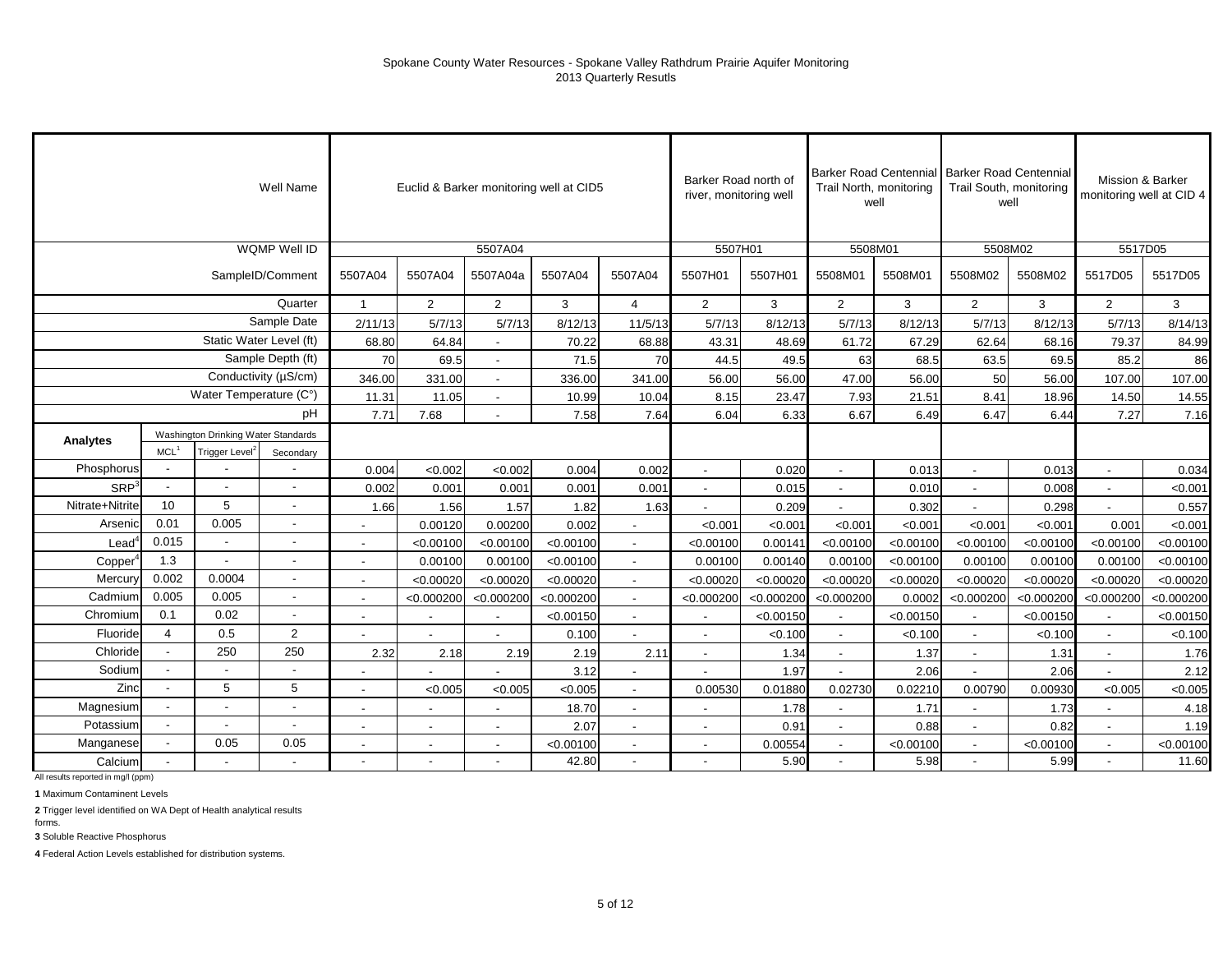# Spokane County Water Resources - Spokane Valley Rathdrum Prairie Aquifer Monitoring
## 2013 Quarterly Resutls

| | | | Well Name | Euclid & Barker monitoring well at CID5 | | | | | Barker Road north of river, monitoring well | | Barker Road Centennial Trail North, monitoring well | | Barker Road Centennial Trail South, monitoring well | | Mission & Barker monitoring well at CID 4 | |
|---|---|---|---|---|---|---|---|---|---|---|---|---|---|---|---|---|
| | | | WQMP Well ID | 5507A04 | | | | | 5507H01 | | 5508M01 | | 5508M02 | | 5517D05 | |
| | | | SampleID/Comment | 5507A04 | 5507A04 | 5507A04a | 5507A04 | 5507A04 | 5507H01 | 5507H01 | 5508M01 | 5508M01 | 5508M02 | 5508M02 | 5517D05 | 5517D05 |
| | | | Quarter | 1 | 2 | 2 | 3 | 4 | 2 | 3 | 2 | 3 | 2 | 3 | 2 | 3 |
| | | | Sample Date | 2/11/13 | 5/7/13 | 5/7/13 | 8/12/13 | 11/5/13 | 5/7/13 | 8/12/13 | 5/7/13 | 8/12/13 | 5/7/13 | 8/12/13 | 5/7/13 | 8/14/13 |
| | | | Static Water Level (ft) | 68.80 | 64.84 | - | 70.22 | 68.88 | 43.31 | 48.69 | 61.72 | 67.29 | 62.64 | 68.16 | 79.37 | 84.99 |
| | | | Sample Depth (ft) | 70 | 69.5 | - | 71.5 | 70 | 44.5 | 49.5 | 63 | 68.5 | 63.5 | 69.5 | 85.2 | 86 |
| | | | Conductivity (µS/cm) | 346.00 | 331.00 | - | 336.00 | 341.00 | 56.00 | 56.00 | 47.00 | 56.00 | 50 | 56.00 | 107.00 | 107.00 |
| | | | Water Temperature (C°) | 11.31 | 11.05 | - | 10.99 | 10.04 | 8.15 | 23.47 | 7.93 | 21.51 | 8.41 | 18.96 | 14.50 | 14.55 |
| | | | pH | 7.71 | 7.68 | - | 7.58 | 7.64 | 6.04 | 6.33 | 6.67 | 6.49 | 6.47 | 6.44 | 7.27 | 7.16 |
| **Analytes** | Washington Drinking Water Standards | | | | | | | | | | | | | | | |
| | MCL[1] | Trigger Level[2] | Secondary | | | | | | | | | | | | | |
| Phosphorus | - | - | - | 0.004 | <0.002 | <0.002 | 0.004 | 0.002 | - | 0.020 | - | 0.013 | - | 0.013 | - | 0.034 |
| SRP[3] | - | - | - | 0.002 | 0.001 | 0.001 | 0.001 | 0.001 | - | 0.015 | - | 0.010 | - | 0.008 | - | <0.001 |
| Nitrate+Nitrite | 10 | 5 | - | 1.66 | 1.56 | 1.57 | 1.82 | 1.63 | - | 0.209 | - | 0.302 | - | 0.298 | - | 0.557 |
| Arsenic | 0.01 | 0.005 | - | - | 0.00120 | 0.00200 | 0.002 | - | <0.001 | <0.001 | <0.001 | <0.001 | <0.001 | <0.001 | 0.001 | <0.001 |
| Lead[4] | 0.015 | - | - | - | <0.00100 | <0.00100 | <0.00100 | - | <0.00100 | 0.00141 | <0.00100 | <0.00100 | <0.00100 | <0.00100 | <0.00100 | <0.00100 |
| Copper[4] | 1.3 | - | - | - | 0.00100 | 0.00100 | <0.00100 | - | 0.00100 | 0.00140 | 0.00100 | <0.00100 | 0.00100 | 0.00100 | 0.00100 | <0.00100 |
| Mercury | 0.002 | 0.0004 | - | - | <0.00020 | <0.00020 | <0.00020 | - | <0.00020 | <0.00020 | <0.00020 | <0.00020 | <0.00020 | <0.00020 | <0.00020 | <0.00020 |
| Cadmium | 0.005 | 0.005 | - | - | <0.000200 | <0.000200 | <0.000200 | - | <0.000200 | <0.000200 | <0.000200 | 0.0002 | <0.000200 | <0.000200 | <0.000200 | <0.000200 |
| Chromium | 0.1 | 0.02 | - | - | - | - | <0.00150 | - | - | <0.00150 | - | <0.00150 | - | <0.00150 | - | <0.00150 |
| Fluoride | 4 | 0.5 | 2 | - | - | - | 0.100 | - | - | <0.100 | - | <0.100 | - | <0.100 | - | <0.100 |
| Chloride | - | 250 | 250 | 2.32 | 2.18 | 2.19 | 2.19 | 2.11 | - | 1.34 | - | 1.37 | - | 1.31 | - | 1.76 |
| Sodium | - | - | - | - | - | - | 3.12 | - | - | 1.97 | - | 2.06 | - | 2.06 | - | 2.12 |
| Zinc | - | 5 | 5 | - | <0.005 | <0.005 | <0.005 | - | 0.00530 | 0.01880 | 0.02730 | 0.02210 | 0.00790 | 0.00930 | <0.005 | <0.005 |
| Magnesium | - | - | - | - | - | - | 18.70 | - | - | 1.78 | - | 1.71 | - | 1.73 | - | 4.18 |
| Potassium | - | - | - | - | - | - | 2.07 | - | - | 0.91 | - | 0.88 | - | 0.82 | - | 1.19 |
| Manganese | - | 0.05 | 0.05 | - | - | - | <0.00100 | - | - | 0.00554 | - | <0.00100 | - | <0.00100 | - | <0.00100 |
| Calcium | - | - | - | - | - | - | 42.80 | - | - | 5.90 | - | 5.98 | - | 5.99 | - | 11.60 |

All results reported in mg/l (ppm)

**1** Maximum Contaminent Levels

**2** Trigger level identified on WA Dept of Health analytical results forms.

**3** Soluble Reactive Phosphorus

**4** Federal Action Levels established for distribution systems.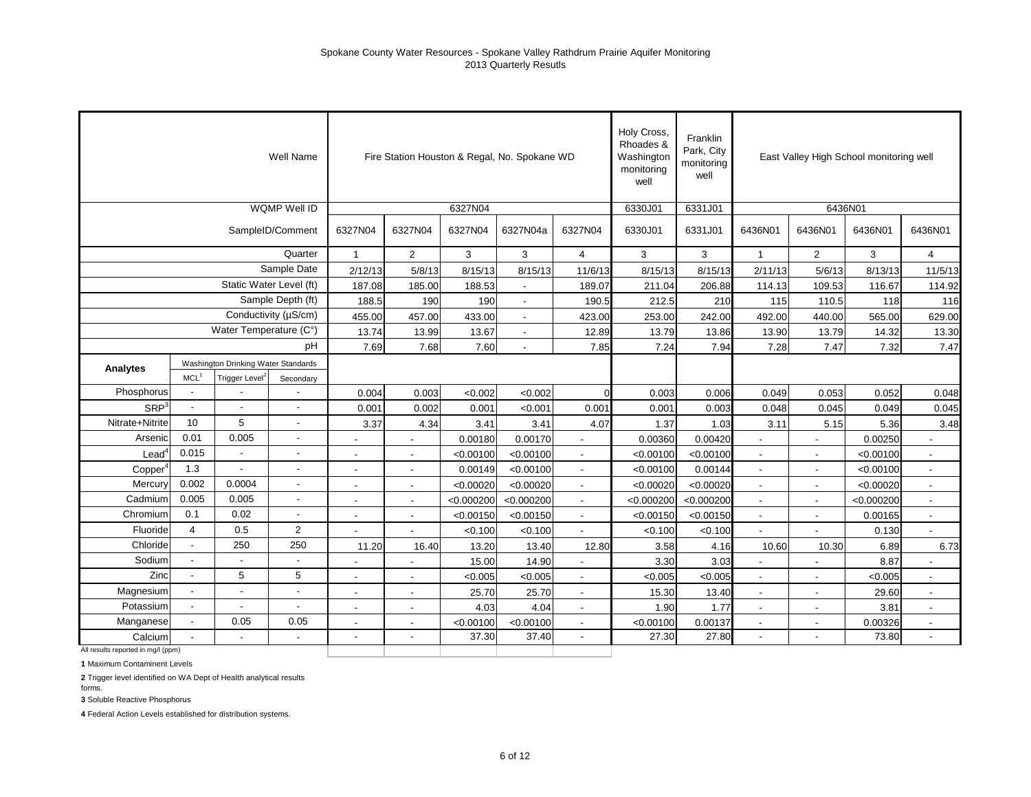# Spokane County Water Resources - Spokane Valley Rathdrum Prairie Aquifer Monitoring
## 2013 Quarterly Resutls

| | | | Well Name | Fire Station Houston & Regal, No. Spokane WD | | | | | Holy Cross, Rhoades & Washington monitoring well | Franklin Park, City monitoring well | East Valley High School monitoring well | | | |
|---|---|---|---|---|---|---|---|---|---|---|---|---|---|---|
| | | | WQMP Well ID | 6327N04 | | | | | 6330J01 | 6331J01 | 6436N01 | | | |
| | | | SampleID/Comment | 6327N04 | 6327N04 | 6327N04 | 6327N04a | 6327N04 | 6330J01 | 6331J01 | 6436N01 | 6436N01 | 6436N01 | 6436N01 |
| | | | Quarter | 1 | 2 | 3 | 3 | 4 | 3 | 3 | 1 | 2 | 3 | 4 |
| | | | Sample Date | 2/12/13 | 5/8/13 | 8/15/13 | 8/15/13 | 11/6/13 | 8/15/13 | 8/15/13 | 2/11/13 | 5/6/13 | 8/13/13 | 11/5/13 |
| | | | Static Water Level (ft) | 187.08 | 185.00 | 188.53 | - | 189.07 | 211.04 | 206.88 | 114.13 | 109.53 | 116.67 | 114.92 |
| | | | Sample Depth (ft) | 188.5 | 190 | 190 | - | 190.5 | 212.5 | 210 | 115 | 110.5 | 118 | 116 |
| | | | Conductivity (µS/cm) | 455.00 | 457.00 | 433.00 | - | 423.00 | 253.00 | 242.00 | 492.00 | 440.00 | 565.00 | 629.00 |
| | | | Water Temperature (C°) | 13.74 | 13.99 | 13.67 | - | 12.89 | 13.79 | 13.86 | 13.90 | 13.79 | 14.32 | 13.30 |
| | | | pH | 7.69 | 7.68 | 7.60 | - | 7.85 | 7.24 | 7.94 | 7.28 | 7.47 | 7.32 | 7.47 |
| **Analytes** | Washington Drinking Water Standards | | | | | | | | | | | | | |
| | MCL[1] | Trigger Level[2] | Secondary | | | | | | | | | | | |
| Phosphorus | - | - | - | 0.004 | 0.003 | <0.002 | <0.002 | 0 | 0.003 | 0.006 | 0.049 | 0.053 | 0.052 | 0.048 |
| SRP[3] | - | - | - | 0.001 | 0.002 | 0.001 | <0.001 | 0.001 | 0.001 | 0.003 | 0.048 | 0.045 | 0.049 | 0.045 |
| Nitrate+Nitrite | 10 | 5 | - | 3.37 | 4.34 | 3.41 | 3.41 | 4.07 | 1.37 | 1.03 | 3.11 | 5.15 | 5.36 | 3.48 |
| Arsenic | 0.01 | 0.005 | - | - | - | 0.00180 | 0.00170 | - | 0.00360 | 0.00420 | - | - | 0.00250 | - |
| Lead[4] | 0.015 | - | - | - | - | <0.00100 | <0.00100 | - | <0.00100 | <0.00100 | - | - | <0.00100 | - |
| Copper[4] | 1.3 | - | - | - | - | 0.00149 | <0.00100 | - | <0.00100 | 0.00144 | - | - | <0.00100 | - |
| Mercury | 0.002 | 0.0004 | - | - | - | <0.00020 | <0.00020 | - | <0.00020 | <0.00020 | - | - | <0.00020 | - |
| Cadmium | 0.005 | 0.005 | - | - | - | <0.000200 | <0.000200 | - | <0.000200 | <0.000200 | - | - | <0.000200 | - |
| Chromium | 0.1 | 0.02 | - | - | - | <0.00150 | <0.00150 | - | <0.00150 | <0.00150 | - | - | 0.00165 | - |
| Fluoride | 4 | 0.5 | 2 | - | - | <0.100 | <0.100 | - | <0.100 | <0.100 | - | - | 0.130 | - |
| Chloride | - | 250 | 250 | 11.20 | 16.40 | 13.20 | 13.40 | 12.80 | 3.58 | 4.16 | 10.60 | 10.30 | 6.89 | 6.73 |
| Sodium | - | - | - | - | - | 15.00 | 14.90 | - | 3.30 | 3.03 | - | - | 8.87 | - |
| Zinc | - | 5 | 5 | - | - | <0.005 | <0.005 | - | <0.005 | <0.005 | - | - | <0.005 | - |
| Magnesium | - | - | - | - | - | 25.70 | 25.70 | - | 15.30 | 13.40 | - | - | 29.60 | - |
| Potassium | - | - | - | - | - | 4.03 | 4.04 | - | 1.90 | 1.77 | - | - | 3.81 | - |
| Manganese | - | 0.05 | 0.05 | - | - | <0.00100 | <0.00100 | - | <0.00100 | 0.00137 | - | - | 0.00326 | - |
| Calcium | - | - | - | - | - | 37.30 | 37.40 | - | 27.30 | 27.80 | - | - | 73.80 | - |

All results reported in mg/l (ppm)

**1** Maximum Contaminent Levels

**2** Trigger level identified on WA Dept of Health analytical results forms.

**3** Soluble Reactive Phosphorus

**4** Federal Action Levels established for distribution systems.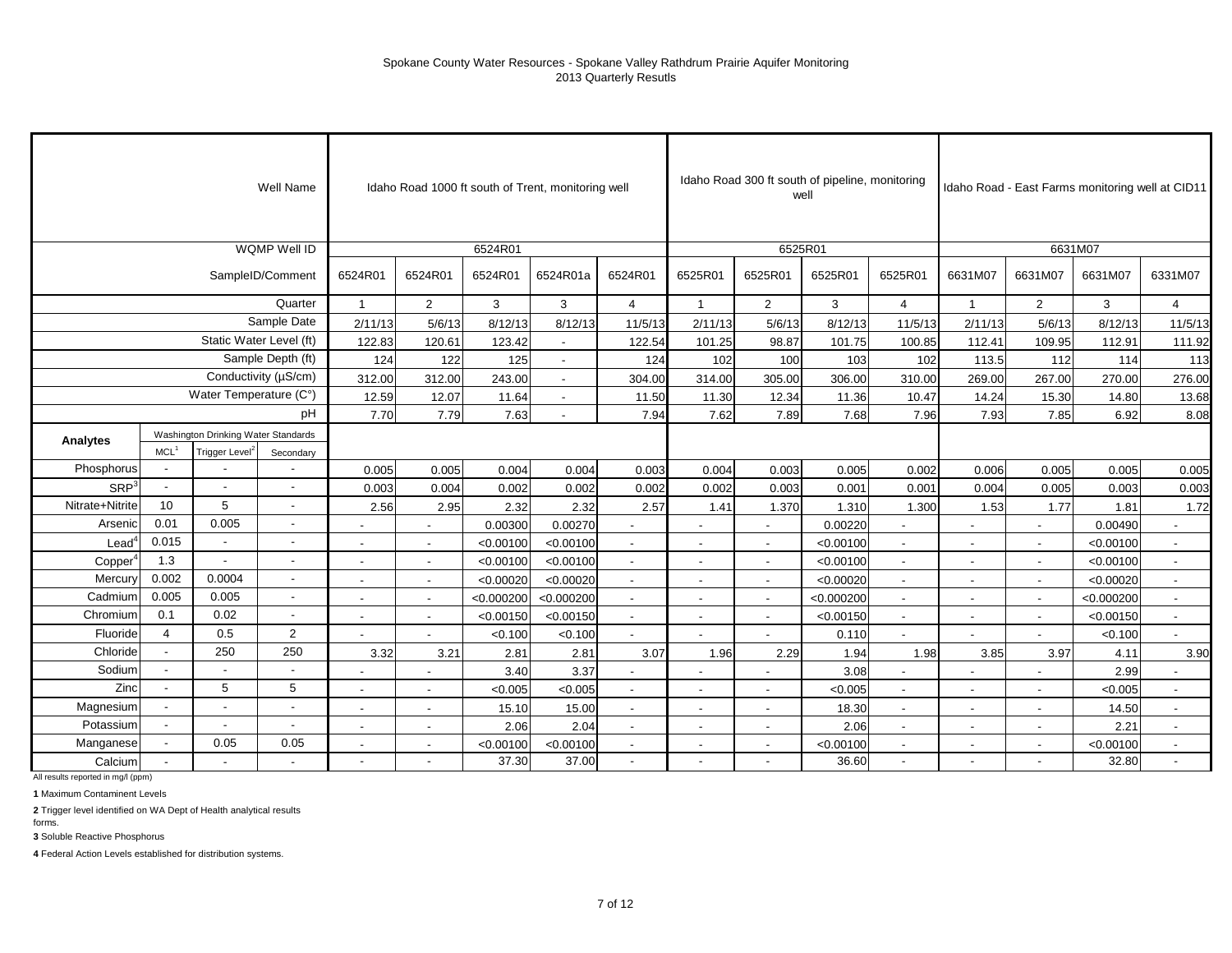# Spokane County Water Resources - Spokane Valley Rathdrum Prairie Aquifer Monitoring
## 2013 Quarterly Resutls

| | | | Well Name | Idaho Road 1000 ft south of Trent, monitoring well | | | | | Idaho Road 300 ft south of pipeline, monitoring well | | | | Idaho Road - East Farms monitoring well at CID11 | | | |
|---|---|---|---|---|---|---|---|---|---|---|---|---|---|---|---|---|
| | | | WQMP Well ID | 6524R01 | | | | | 6525R01 | | | | 6631M07 | | | |
| | | | SampleID/Comment | 6524R01 | 6524R01 | 6524R01 | 6524R01a | 6524R01 | 6525R01 | 6525R01 | 6525R01 | 6525R01 | 6631M07 | 6631M07 | 6631M07 | 6331M07 |
| | | | Quarter | 1 | 2 | 3 | 3 | 4 | 1 | 2 | 3 | 4 | 1 | 2 | 3 | 4 |
| | | | Sample Date | 2/11/13 | 5/6/13 | 8/12/13 | 8/12/13 | 11/5/13 | 2/11/13 | 5/6/13 | 8/12/13 | 11/5/13 | 2/11/13 | 5/6/13 | 8/12/13 | 11/5/13 |
| | | | Static Water Level (ft) | 122.83 | 120.61 | 123.42 | - | 122.54 | 101.25 | 98.87 | 101.75 | 100.85 | 112.41 | 109.95 | 112.91 | 111.92 |
| | | | Sample Depth (ft) | 124 | 122 | 125 | - | 124 | 102 | 100 | 103 | 102 | 113.5 | 112 | 114 | 113 |
| | | | Conductivity (µS/cm) | 312.00 | 312.00 | 243.00 | - | 304.00 | 314.00 | 305.00 | 306.00 | 310.00 | 269.00 | 267.00 | 270.00 | 276.00 |
| | | | Water Temperature (C°) | 12.59 | 12.07 | 11.64 | - | 11.50 | 11.30 | 12.34 | 11.36 | 10.47 | 14.24 | 15.30 | 14.80 | 13.68 |
| | | | pH | 7.70 | 7.79 | 7.63 | - | 7.94 | 7.62 | 7.89 | 7.68 | 7.96 | 7.93 | 7.85 | 6.92 | 8.08 |
| **Analytes** | Washington Drinking Water Standards | | | | | | | | | | | | | | | |
| | MCL[1] | Trigger Level[2] | Secondary | | | | | | | | | | | | | |
| Phosphorus | - | - | - | 0.005 | 0.005 | 0.004 | 0.004 | 0.003 | 0.004 | 0.003 | 0.005 | 0.002 | 0.006 | 0.005 | 0.005 | 0.005 |
| SRP[3] | - | - | - | 0.003 | 0.004 | 0.002 | 0.002 | 0.002 | 0.002 | 0.003 | 0.001 | 0.001 | 0.004 | 0.005 | 0.003 | 0.003 |
| Nitrate+Nitrite | 10 | 5 | - | 2.56 | 2.95 | 2.32 | 2.32 | 2.57 | 1.41 | 1.370 | 1.310 | 1.300 | 1.53 | 1.77 | 1.81 | 1.72 |
| Arsenic | 0.01 | 0.005 | - | - | - | 0.00300 | 0.00270 | - | - | - | 0.00220 | - | - | - | 0.00490 | - |
| Lead[4] | 0.015 | - | - | - | - | <0.00100 | <0.00100 | - | - | - | <0.00100 | - | - | - | <0.00100 | - |
| Copper[4] | 1.3 | - | - | - | - | <0.00100 | <0.00100 | - | - | - | <0.00100 | - | - | - | <0.00100 | - |
| Mercury | 0.002 | 0.0004 | - | - | - | <0.00020 | <0.00020 | - | - | - | <0.00020 | - | - | - | <0.00020 | - |
| Cadmium | 0.005 | 0.005 | - | - | - | <0.000200 | <0.000200 | - | - | - | <0.000200 | - | - | - | <0.000200 | - |
| Chromium | 0.1 | 0.02 | - | - | - | <0.00150 | <0.00150 | - | - | - | <0.00150 | - | - | - | <0.00150 | - |
| Fluoride | 4 | 0.5 | 2 | - | - | <0.100 | <0.100 | - | - | - | 0.110 | - | - | - | <0.100 | - |
| Chloride | - | 250 | 250 | 3.32 | 3.21 | 2.81 | 2.81 | 3.07 | 1.96 | 2.29 | 1.94 | 1.98 | 3.85 | 3.97 | 4.11 | 3.90 |
| Sodium | - | - | - | - | - | 3.40 | 3.37 | - | - | - | 3.08 | - | - | - | 2.99 | - |
| Zinc | - | 5 | 5 | - | - | <0.005 | <0.005 | - | - | - | <0.005 | - | - | - | <0.005 | - |
| Magnesium | - | - | - | - | - | 15.10 | 15.00 | - | - | - | 18.30 | - | - | - | 14.50 | - |
| Potassium | - | - | - | - | - | 2.06 | 2.04 | - | - | - | 2.06 | - | - | - | 2.21 | - |
| Manganese | - | 0.05 | 0.05 | - | - | <0.00100 | <0.00100 | - | - | - | <0.00100 | - | - | - | <0.00100 | - |
| Calcium | - | - | - | - | - | 37.30 | 37.00 | - | - | - | 36.60 | - | - | - | 32.80 | - |

All results reported in mg/l (ppm)

**1** Maximum Contaminent Levels

**2** Trigger level identified on WA Dept of Health analytical results forms.

**3** Soluble Reactive Phosphorus

**4** Federal Action Levels established for distribution systems.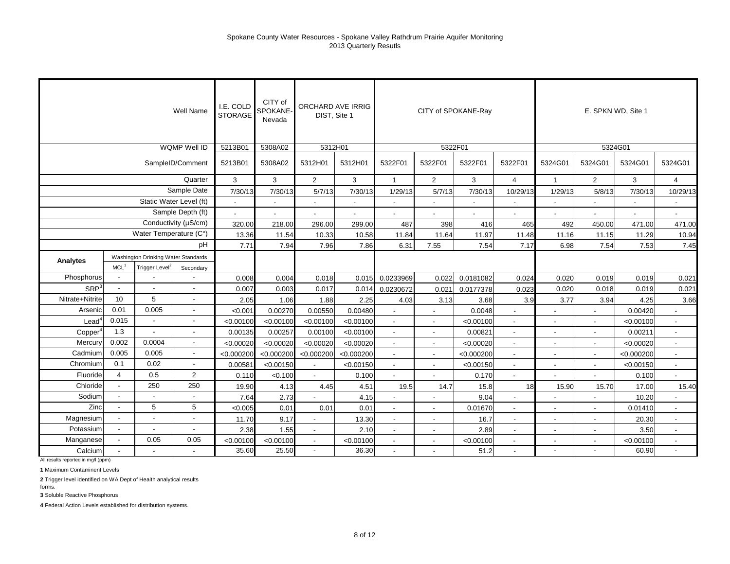Spokane County Water Resources - Spokane Valley Rathdrum Prairie Aquifer Monitoring
2013 Quarterly Resutls

| | | | Well Name | I.E. COLD STORAGE | CITY of SPOKANE-Nevada | ORCHARD AVE IRRIG DIST, Site 1 | | CITY of SPOKANE-Ray | | | | E. SPKN WD, Site 1 | | | |
|---|---|---|---|---|---|---|---|---|---|---|---|---|---|---|---|
| | | | WQMP Well ID | 5213B01 | 5308A02 | 5312H01 | | 5322F01 | | | | 5324G01 | | | |
| | | | SampleID/Comment | 5213B01 | 5308A02 | 5312H01 | 5312H01 | 5322F01 | 5322F01 | 5322F01 | 5322F01 | 5324G01 | 5324G01 | 5324G01 | 5324G01 |
| | | | Quarter | 3 | 3 | 2 | 3 | 1 | 2 | 3 | 4 | 1 | 2 | 3 | 4 |
| | | | Sample Date | 7/30/13 | 7/30/13 | 5/7/13 | 7/30/13 | 1/29/13 | 5/7/13 | 7/30/13 | 10/29/13 | 1/29/13 | 5/8/13 | 7/30/13 | 10/29/13 |
| | | | Static Water Level (ft) | - | - | - | - | - | - | - | - | - | - | - | - |
| | | | Sample Depth (ft) | - | - | - | - | - | - | - | - | - | - | - | - |
| | | | Conductivity (µS/cm) | 320.00 | 218.00 | 296.00 | 299.00 | 487 | 398 | 416 | 465 | 492 | 450.00 | 471.00 | 471.00 |
| | | | Water Temperature (C°) | 13.36 | 11.54 | 10.33 | 10.58 | 11.84 | 11.64 | 11.97 | 11.48 | 11.16 | 11.15 | 11.29 | 10.94 |
| | | | pH | 7.71 | 7.94 | 7.96 | 7.86 | 6.31 | 7.55 | 7.54 | 7.17 | 6.98 | 7.54 | 7.53 | 7.45 |
| **Analytes** | Washington Drinking Water Standards | | | | | | | | | | | | | | |
| | MCL[1] | Trigger Level[2] | Secondary | | | | | | | | | | | | |
| Phosphorus | - | - | - | 0.008 | 0.004 | 0.018 | 0.015 | 0.0233969 | 0.022 | 0.0181082 | 0.024 | 0.020 | 0.019 | 0.019 | 0.021 |
| SRP[3] | - | - | - | 0.007 | 0.003 | 0.017 | 0.014 | 0.0230672 | 0.021 | 0.0177378 | 0.023 | 0.020 | 0.018 | 0.019 | 0.021 |
| Nitrate+Nitrite | 10 | 5 | - | 2.05 | 1.06 | 1.88 | 2.25 | 4.03 | 3.13 | 3.68 | 3.9 | 3.77 | 3.94 | 4.25 | 3.66 |
| Arsenic | 0.01 | 0.005 | - | <0.001 | 0.00270 | 0.00550 | 0.00480 | - | - | 0.0048 | - | - | - | 0.00420 | - |
| Lead[4] | 0.015 | - | - | <0.00100 | <0.00100 | <0.00100 | <0.00100 | - | - | <0.00100 | - | - | - | <0.00100 | - |
| Copper[4] | 1.3 | - | - | 0.00135 | 0.00257 | 0.00100 | <0.00100 | - | - | 0.00821 | - | - | - | 0.00211 | - |
| Mercury | 0.002 | 0.0004 | - | <0.00020 | <0.00020 | <0.00020 | <0.00020 | - | - | <0.00020 | - | - | - | <0.00020 | - |
| Cadmium | 0.005 | 0.005 | - | <0.000200 | <0.000200 | <0.000200 | <0.000200 | - | - | <0.000200 | - | - | - | <0.000200 | - |
| Chromium | 0.1 | 0.02 | - | 0.00581 | <0.00150 | - | <0.00150 | - | - | <0.00150 | - | - | - | <0.00150 | - |
| Fluoride | 4 | 0.5 | 2 | 0.110 | <0.100 | - | 0.100 | - | - | 0.170 | - | - | - | 0.100 | - |
| Chloride | - | 250 | 250 | 19.90 | 4.13 | 4.45 | 4.51 | 19.5 | 14.7 | 15.8 | 18 | 15.90 | 15.70 | 17.00 | 15.40 |
| Sodium | - | - | - | 7.64 | 2.73 | - | 4.15 | - | - | 9.04 | - | - | - | 10.20 | - |
| Zinc | - | 5 | 5 | <0.005 | 0.01 | 0.01 | 0.01 | - | - | 0.01670 | - | - | - | 0.01410 | - |
| Magnesium | - | - | - | 11.70 | 9.17 | - | 13.30 | - | - | 16.7 | - | - | - | 20.30 | - |
| Potassium | - | - | - | 2.38 | 1.55 | - | 2.10 | - | - | 2.89 | - | - | - | 3.50 | - |
| Manganese | - | 0.05 | 0.05 | <0.00100 | <0.00100 | - | <0.00100 | - | - | <0.00100 | - | - | - | <0.00100 | - |
| Calcium | - | - | - | 35.60 | 25.50 | - | 36.30 | - | - | 51.2 | - | - | - | 60.90 | - |

All results reported in mg/l (ppm)

**1** Maximum Contaminent Levels

**2** Trigger level identified on WA Dept of Health analytical results forms.

**3** Soluble Reactive Phosphorus

**4** Federal Action Levels established for distribution systems.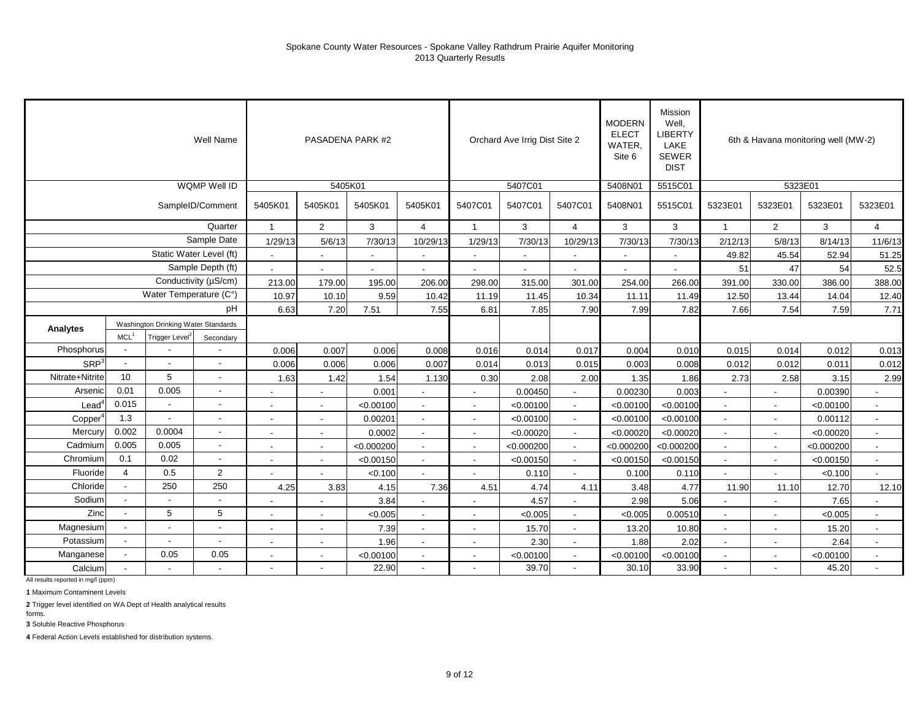# Spokane County Water Resources - Spokane Valley Rathdrum Prairie Aquifer Monitoring
## 2013 Quarterly Resutls

| | | | Well Name | PASADENA PARK #2 | | | | Orchard Ave Irrig Dist Site 2 | | | MODERN ELECT WATER, Site 6 | Mission Well, LIBERTY LAKE SEWER DIST | 6th & Havana monitoring well (MW-2) | | | |
|---|---|---|---|---|---|---|---|---|---|---|---|---|---|---|---|---|
| | | | WQMP Well ID | 5405K01 | | | | 5407C01 | | | 5408N01 | 5515C01 | 5323E01 | | | |
| | | | SampleID/Comment | 5405K01 | 5405K01 | 5405K01 | 5405K01 | 5407C01 | 5407C01 | 5407C01 | 5408N01 | 5515C01 | 5323E01 | 5323E01 | 5323E01 | 5323E01 |
| | | | Quarter | 1 | 2 | 3 | 4 | 1 | 3 | 4 | 3 | 3 | 1 | 2 | 3 | 4 |
| | | | Sample Date | 1/29/13 | 5/6/13 | 7/30/13 | 10/29/13 | 1/29/13 | 7/30/13 | 10/29/13 | 7/30/13 | 7/30/13 | 2/12/13 | 5/8/13 | 8/14/13 | 11/6/13 |
| | | | Static Water Level (ft) | - | - | - | - | - | - | - | - | - | 49.82 | 45.54 | 52.94 | 51.25 |
| | | | Sample Depth (ft) | - | - | - | - | - | - | - | - | - | 51 | 47 | 54 | 52.5 |
| | | | Conductivity (µS/cm) | 213.00 | 179.00 | 195.00 | 206.00 | 298.00 | 315.00 | 301.00 | 254.00 | 266.00 | 391.00 | 330.00 | 386.00 | 388.00 |
| | | | Water Temperature (C°) | 10.97 | 10.10 | 9.59 | 10.42 | 11.19 | 11.45 | 10.34 | 11.11 | 11.49 | 12.50 | 13.44 | 14.04 | 12.40 |
| | | | pH | 6.63 | 7.20 | 7.51 | 7.55 | 6.81 | 7.85 | 7.90 | 7.99 | 7.82 | 7.66 | 7.54 | 7.59 | 7.71 |
| **Analytes** | Washington Drinking Water Standards | | | | | | | | | | | | | | | |
| | MCL[1] | Trigger Level[2] | Secondary | | | | | | | | | | | | | |
| Phosphorus | - | - | - | 0.006 | 0.007 | 0.006 | 0.008 | 0.016 | 0.014 | 0.017 | 0.004 | 0.010 | 0.015 | 0.014 | 0.012 | 0.013 |
| SRP[3] | - | - | - | 0.006 | 0.006 | 0.006 | 0.007 | 0.014 | 0.013 | 0.015 | 0.003 | 0.008 | 0.012 | 0.012 | 0.011 | 0.012 |
| Nitrate+Nitrite | 10 | 5 | - | 1.63 | 1.42 | 1.54 | 1.130 | 0.30 | 2.08 | 2.00 | 1.35 | 1.86 | 2.73 | 2.58 | 3.15 | 2.99 |
| Arsenic | 0.01 | 0.005 | - | - | - | 0.001 | - | - | 0.00450 | - | 0.00230 | 0.003 | - | - | 0.00390 | - |
| Lead[4] | 0.015 | - | - | - | - | <0.00100 | - | - | <0.00100 | - | <0.00100 | <0.00100 | - | - | <0.00100 | - |
| Copper[4] | 1.3 | - | - | - | - | 0.00201 | - | - | <0.00100 | - | <0.00100 | <0.00100 | - | - | 0.00112 | - |
| Mercury | 0.002 | 0.0004 | - | - | - | 0.0002 | - | - | <0.00020 | - | <0.00020 | <0.00020 | - | - | <0.00020 | - |
| Cadmium | 0.005 | 0.005 | - | - | - | <0.000200 | - | - | <0.000200 | - | <0.000200 | <0.000200 | - | - | <0.000200 | - |
| Chromium | 0.1 | 0.02 | - | - | - | <0.00150 | - | - | <0.00150 | - | <0.00150 | <0.00150 | - | - | <0.00150 | - |
| Fluoride | 4 | 0.5 | 2 | - | - | <0.100 | - | - | 0.110 | - | 0.100 | 0.110 | - | - | <0.100 | - |
| Chloride | - | 250 | 250 | 4.25 | 3.83 | 4.15 | 7.36 | 4.51 | 4.74 | 4.11 | 3.48 | 4.77 | 11.90 | 11.10 | 12.70 | 12.10 |
| Sodium | - | - | - | - | - | 3.84 | - | - | 4.57 | - | 2.98 | 5.06 | - | - | 7.65 | - |
| Zinc | - | 5 | 5 | - | - | <0.005 | - | - | <0.005 | - | <0.005 | 0.00510 | - | - | <0.005 | - |
| Magnesium | - | - | - | - | - | 7.39 | - | - | 15.70 | - | 13.20 | 10.80 | - | - | 15.20 | - |
| Potassium | - | - | - | - | - | 1.96 | - | - | 2.30 | - | 1.88 | 2.02 | - | - | 2.64 | - |
| Manganese | - | 0.05 | 0.05 | - | - | <0.00100 | - | - | <0.00100 | - | <0.00100 | <0.00100 | - | - | <0.00100 | - |
| Calcium | - | - | - | - | - | 22.90 | - | - | 39.70 | - | 30.10 | 33.90 | - | - | 45.20 | - |

All results reported in mg/l (ppm)

**1** Maximum Contaminent Levels

**2** Trigger level identified on WA Dept of Health analytical results forms.

**3** Soluble Reactive Phosphorus

**4** Federal Action Levels established for distribution systems.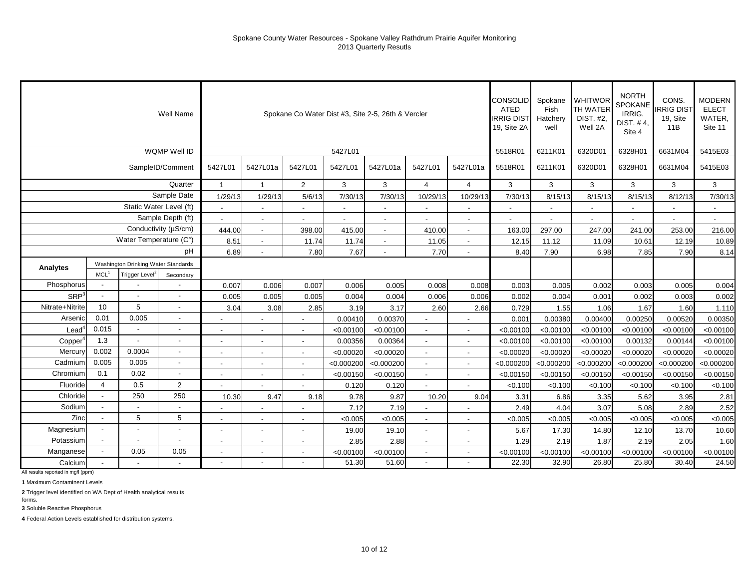Spokane County Water Resources - Spokane Valley Rathdrum Prairie Aquifer Monitoring
2013 Quarterly Resutls

| | | | Well Name | Spokane Co Water Dist #3, Site 2-5, 26th & Vercler | | | | | | | CONSOLIDATED IRRIG DIST 19, Site 2A | Spokane Fish Hatchery well | WHITWORTH WATER DIST. #2, Well 2A | NORTH SPOKANE IRRIG. DIST. # 4, Site 4 | CONS. IRRIG DIST 19, Site 11B | MODERN ELECT WATER, Site 11 |
|---|---|---|---|---|---|---|---|---|---|---|---|---|---|---|---|---|
| | | | WQMP Well ID | 5427L01 | | | | | | | 5518R01 | 6211K01 | 6320D01 | 6328H01 | 6631M04 | 5415E03 |
| | | | SampleID/Comment | 5427L01 | 5427L01a | 5427L01 | 5427L01 | 5427L01a | 5427L01 | 5427L01a | 5518R01 | 6211K01 | 6320D01 | 6328H01 | 6631M04 | 5415E03 |
| | | | Quarter | 1 | 1 | 2 | 3 | 3 | 4 | 4 | 3 | 3 | 3 | 3 | 3 | 3 |
| | | | Sample Date | 1/29/13 | 1/29/13 | 5/6/13 | 7/30/13 | 7/30/13 | 10/29/13 | 10/29/13 | 7/30/13 | 8/15/13 | 8/15/13 | 8/15/13 | 8/12/13 | 7/30/13 |
| | | | Static Water Level (ft) | - | - | - | - | - | - | - | - | - | - | - | - | - |
| | | | Sample Depth (ft) | - | - | - | - | - | - | - | - | - | - | - | - | - |
| | | | Conductivity (µS/cm) | 444.00 | - | 398.00 | 415.00 | - | 410.00 | - | 163.00 | 297.00 | 247.00 | 241.00 | 253.00 | 216.00 |
| | | | Water Temperature (C°) | 8.51 | - | 11.74 | 11.74 | - | 11.05 | - | 12.15 | 11.12 | 11.09 | 10.61 | 12.19 | 10.89 |
| | | | pH | 6.89 | - | 7.80 | 7.67 | - | 7.70 | - | 8.40 | 7.90 | 6.98 | 7.85 | 7.90 | 8.14 |
| **Analytes** | Washington Drinking Water Standards | | | | | | | | | | | | | | | |
| | MCL[1] | Trigger Level[2] | Secondary | | | | | | | | | | | | | |
| Phosphorus | - | - | - | 0.007 | 0.006 | 0.007 | 0.006 | 0.005 | 0.008 | 0.008 | 0.003 | 0.005 | 0.002 | 0.003 | 0.005 | 0.004 |
| SRP[3] | - | - | - | 0.005 | 0.005 | 0.005 | 0.004 | 0.004 | 0.006 | 0.006 | 0.002 | 0.004 | 0.001 | 0.002 | 0.003 | 0.002 |
| Nitrate+Nitrite | 10 | 5 | - | 3.04 | 3.08 | 2.85 | 3.19 | 3.17 | 2.60 | 2.66 | 0.729 | 1.55 | 1.06 | 1.67 | 1.60 | 1.110 |
| Arsenic | 0.01 | 0.005 | - | - | - | - | 0.00410 | 0.00370 | - | - | 0.001 | 0.00380 | 0.00400 | 0.00250 | 0.00520 | 0.00350 |
| Lead[4] | 0.015 | - | - | - | - | - | <0.00100 | <0.00100 | - | - | <0.00100 | <0.00100 | <0.00100 | <0.00100 | <0.00100 | <0.00100 |
| Copper[4] | 1.3 | - | - | - | - | - | 0.00356 | 0.00364 | - | - | <0.00100 | <0.00100 | <0.00100 | 0.00132 | 0.00144 | <0.00100 |
| Mercury | 0.002 | 0.0004 | - | - | - | - | <0.00020 | <0.00020 | - | - | <0.00020 | <0.00020 | <0.00020 | <0.00020 | <0.00020 | <0.00020 |
| Cadmium | 0.005 | 0.005 | - | - | - | - | <0.000200 | <0.000200 | - | - | <0.000200 | <0.000200 | <0.000200 | <0.000200 | <0.000200 | <0.000200 |
| Chromium | 0.1 | 0.02 | - | - | - | - | <0.00150 | <0.00150 | - | - | <0.00150 | <0.00150 | <0.00150 | <0.00150 | <0.00150 | <0.00150 |
| Fluoride | 4 | 0.5 | 2 | - | - | - | 0.120 | 0.120 | - | - | <0.100 | <0.100 | <0.100 | <0.100 | <0.100 | <0.100 |
| Chloride | - | 250 | 250 | 10.30 | 9.47 | 9.18 | 9.78 | 9.87 | 10.20 | 9.04 | 3.31 | 6.86 | 3.35 | 5.62 | 3.95 | 2.81 |
| Sodium | - | - | - | - | - | - | 7.12 | 7.19 | - | - | 2.49 | 4.04 | 3.07 | 5.08 | 2.89 | 2.52 |
| Zinc | - | 5 | 5 | - | - | - | <0.005 | <0.005 | - | - | <0.005 | <0.005 | <0.005 | <0.005 | <0.005 | <0.005 |
| Magnesium | - | - | - | - | - | - | 19.00 | 19.10 | - | - | 5.67 | 17.30 | 14.80 | 12.10 | 13.70 | 10.60 |
| Potassium | - | - | - | - | - | - | 2.85 | 2.88 | - | - | 1.29 | 2.19 | 1.87 | 2.19 | 2.05 | 1.60 |
| Manganese | - | 0.05 | 0.05 | - | - | - | <0.00100 | <0.00100 | - | - | <0.00100 | <0.00100 | <0.00100 | <0.00100 | <0.00100 | <0.00100 |
| Calcium | - | - | - | - | - | - | 51.30 | 51.60 | - | - | 22.30 | 32.90 | 26.80 | 25.80 | 30.40 | 24.50 |

All results reported in mg/l (ppm)

**1** Maximum Contaminent Levels

**2** Trigger level identified on WA Dept of Health analytical results forms.

**3** Soluble Reactive Phosphorus

**4** Federal Action Levels established for distribution systems.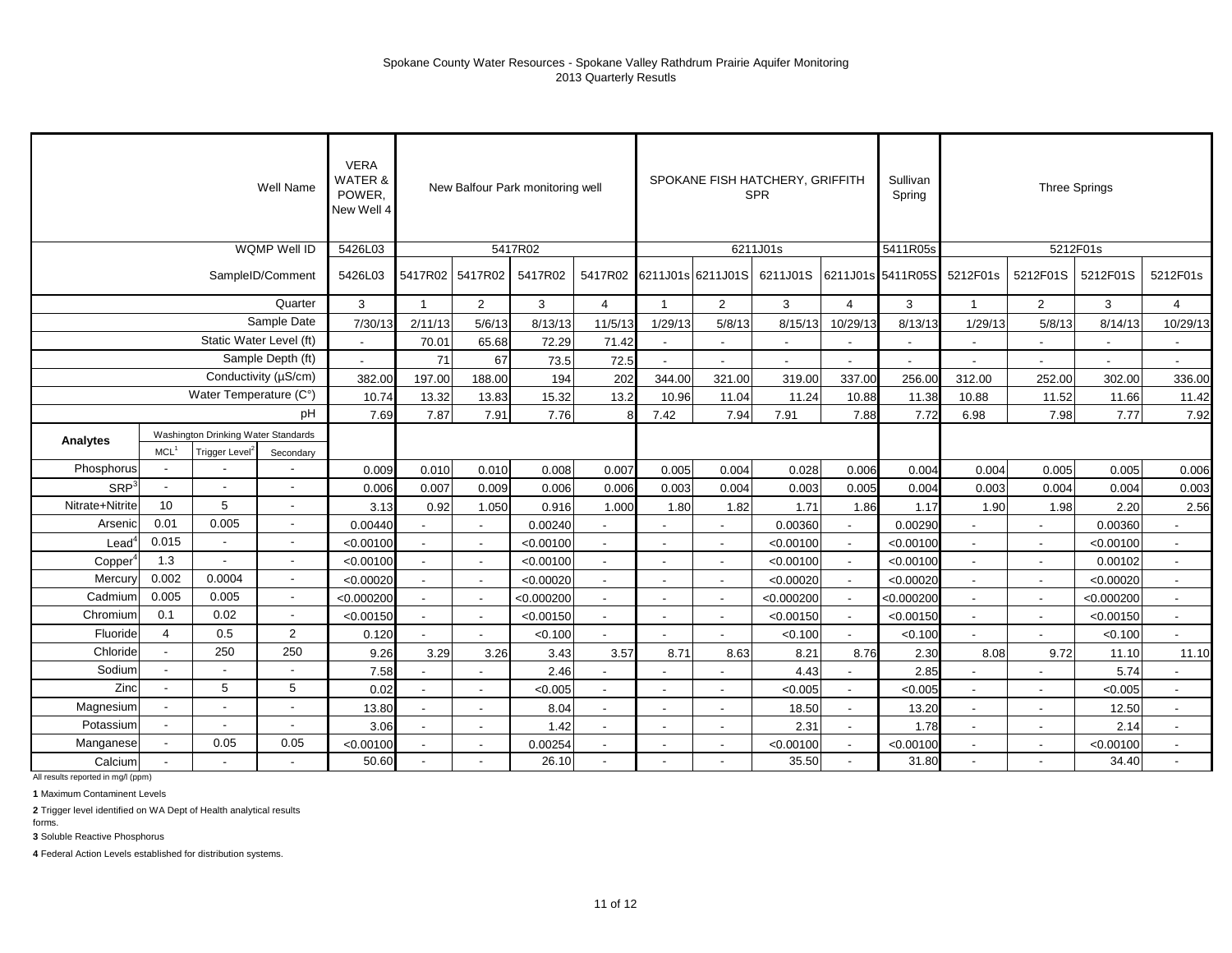Spokane County Water Resources - Spokane Valley Rathdrum Prairie Aquifer Monitoring
2013 Quarterly Resutls

| | | | Well Name | VERA WATER & POWER, New Well 4 | New Balfour Park monitoring well | | | | SPOKANE FISH HATCHERY, GRIFFITH SPR | | | | Sullivan Spring | Three Springs | | | |
|---|---|---|---|---|---|---|---|---|---|---|---|---|---|---|---|---|---|
| | | | WQMP Well ID | 5426L03 | 5417R02 | | | | 6211J01s | | | | 5411R05s | 5212F01s | | | |
| | | | SampleID/Comment | 5426L03 | 5417R02 | 5417R02 | 5417R02 | 5417R02 | 6211J01s | 6211J01S | 6211J01S | 6211J01s | 5411R05S | 5212F01s | 5212F01S | 5212F01S | 5212F01s |
| | | | Quarter | 3 | 1 | 2 | 3 | 4 | 1 | 2 | 3 | 4 | 3 | 1 | 2 | 3 | 4 |
| | | | Sample Date | 7/30/13 | 2/11/13 | 5/6/13 | 8/13/13 | 11/5/13 | 1/29/13 | 5/8/13 | 8/15/13 | 10/29/13 | 8/13/13 | 1/29/13 | 5/8/13 | 8/14/13 | 10/29/13 |
| | | | Static Water Level (ft) | - | 70.01 | 65.68 | 72.29 | 71.42 | - | - | - | - | - | - | - | - | - |
| | | | Sample Depth (ft) | - | 71 | 67 | 73.5 | 72.5 | - | - | - | - | - | - | - | - | - |
| | | | Conductivity (µS/cm) | 382.00 | 197.00 | 188.00 | 194 | 202 | 344.00 | 321.00 | 319.00 | 337.00 | 256.00 | 312.00 | 252.00 | 302.00 | 336.00 |
| | | | Water Temperature (C°) | 10.74 | 13.32 | 13.83 | 15.32 | 13.2 | 10.96 | 11.04 | 11.24 | 10.88 | 11.38 | 10.88 | 11.52 | 11.66 | 11.42 |
| | | | pH | 7.69 | 7.87 | 7.91 | 7.76 | 8 | 7.42 | 7.94 | 7.91 | 7.88 | 7.72 | 6.98 | 7.98 | 7.77 | 7.92 |
| **Analytes** | Washington Drinking Water Standards | | | | | | | | | | | | | | | | |
| | MCL[1] | Trigger Level[2] | Secondary | | | | | | | | | | | | | | |
| Phosphorus | - | - | - | 0.009 | 0.010 | 0.010 | 0.008 | 0.007 | 0.005 | 0.004 | 0.028 | 0.006 | 0.004 | 0.004 | 0.005 | 0.005 | 0.006 |
| SRP[3] | - | - | - | 0.006 | 0.007 | 0.009 | 0.006 | 0.006 | 0.003 | 0.004 | 0.003 | 0.005 | 0.004 | 0.003 | 0.004 | 0.004 | 0.003 |
| Nitrate+Nitrite | 10 | 5 | - | 3.13 | 0.92 | 1.050 | 0.916 | 1.000 | 1.80 | 1.82 | 1.71 | 1.86 | 1.17 | 1.90 | 1.98 | 2.20 | 2.56 |
| Arsenic | 0.01 | 0.005 | - | 0.00440 | - | - | 0.00240 | - | - | - | 0.00360 | - | 0.00290 | - | - | 0.00360 | - |
| Lead[4] | 0.015 | - | - | <0.00100 | - | - | <0.00100 | - | - | - | <0.00100 | - | <0.00100 | - | - | <0.00100 | - |
| Copper[4] | 1.3 | - | - | <0.00100 | - | - | <0.00100 | - | - | - | <0.00100 | - | <0.00100 | - | - | 0.00102 | - |
| Mercury | 0.002 | 0.0004 | - | <0.00020 | - | - | <0.00020 | - | - | - | <0.00020 | - | <0.00020 | - | - | <0.00020 | - |
| Cadmium | 0.005 | 0.005 | - | <0.000200 | - | - | <0.000200 | - | - | - | <0.000200 | - | <0.000200 | - | - | <0.000200 | - |
| Chromium | 0.1 | 0.02 | - | <0.00150 | - | - | <0.00150 | - | - | - | <0.00150 | - | <0.00150 | - | - | <0.00150 | - |
| Fluoride | 4 | 0.5 | 2 | 0.120 | - | - | <0.100 | - | - | - | <0.100 | - | <0.100 | - | - | <0.100 | - |
| Chloride | - | 250 | 250 | 9.26 | 3.29 | 3.26 | 3.43 | 3.57 | 8.71 | 8.63 | 8.21 | 8.76 | 2.30 | 8.08 | 9.72 | 11.10 | 11.10 |
| Sodium | - | - | - | 7.58 | - | - | 2.46 | - | - | - | 4.43 | - | 2.85 | - | - | 5.74 | - |
| Zinc | - | 5 | 5 | 0.02 | - | - | <0.005 | - | - | - | <0.005 | - | <0.005 | - | - | <0.005 | - |
| Magnesium | - | - | - | 13.80 | - | - | 8.04 | - | - | - | 18.50 | - | 13.20 | - | - | 12.50 | - |
| Potassium | - | - | - | 3.06 | - | - | 1.42 | - | - | - | 2.31 | - | 1.78 | - | - | 2.14 | - |
| Manganese | - | 0.05 | 0.05 | <0.00100 | - | - | 0.00254 | - | - | - | <0.00100 | - | <0.00100 | - | - | <0.00100 | - |
| Calcium | - | - | - | 50.60 | - | - | 26.10 | - | - | - | 35.50 | - | 31.80 | - | - | 34.40 | - |

All results reported in mg/l (ppm)

**1** Maximum Contaminent Levels

**2** Trigger level identified on WA Dept of Health analytical results forms.

**3** Soluble Reactive Phosphorus

**4** Federal Action Levels established for distribution systems.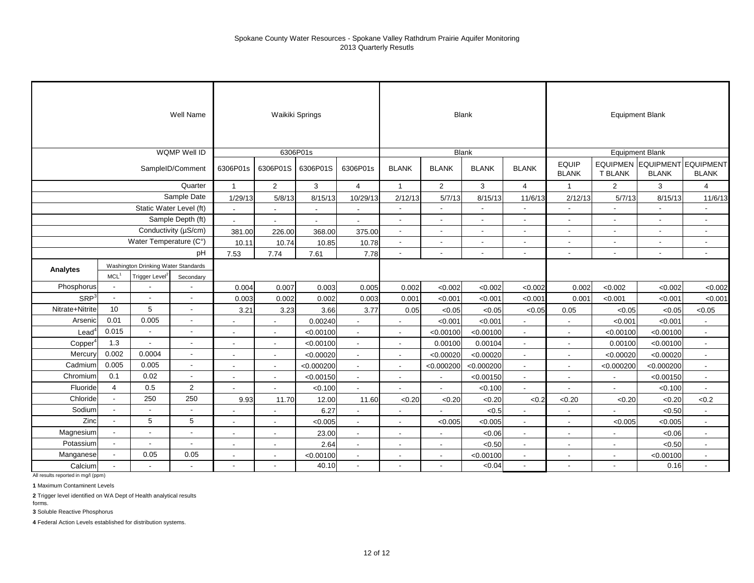Spokane County Water Resources - Spokane Valley Rathdrum Prairie Aquifer Monitoring
2013 Quarterly Resutls

| | | | Well Name | Waikiki Springs | | | | Blank | | | | Equipment Blank | | | |
|---|---|---|---|---|---|---|---|---|---|---|---|---|---|---|---|
| | | | WQMP Well ID | 6306P01s | | | | Blank | | | | Equipment Blank | | | |
| | | | SampleID/Comment | 6306P01s | 6306P01S | 6306P01S | 6306P01s | BLANK | BLANK | BLANK | BLANK | EQUIP BLANK | EQUIPMEN T BLANK | EQUIPMENT BLANK | EQUIPMENT BLANK |
| | | | Quarter | 1 | 2 | 3 | 4 | 1 | 2 | 3 | 4 | 1 | 2 | 3 | 4 |
| | | | Sample Date | 1/29/13 | 5/8/13 | 8/15/13 | 10/29/13 | 2/12/13 | 5/7/13 | 8/15/13 | 11/6/13 | 2/12/13 | 5/7/13 | 8/15/13 | 11/6/13 |
| | | | Static Water Level (ft) | - | - | - | - | - | - | - | - | - | - | - | - |
| | | | Sample Depth (ft) | - | - | - | - | - | - | - | - | - | - | - | - |
| | | | Conductivity (µS/cm) | 381.00 | 226.00 | 368.00 | 375.00 | - | - | - | - | - | - | - | - |
| | | | Water Temperature (C°) | 10.11 | 10.74 | 10.85 | 10.78 | - | - | - | - | - | - | - | - |
| | | | pH | 7.53 | 7.74 | 7.61 | 7.78 | - | - | - | - | - | - | - | - |
| **Analytes** | Washington Drinking Water Standards | | | | | | | | | | | | | | |
| | MCL[1] | Trigger Level[2] | Secondary | | | | | | | | | | | | |
| Phosphorus | - | - | - | 0.004 | 0.007 | 0.003 | 0.005 | 0.002 | <0.002 | <0.002 | <0.002 | 0.002 | <0.002 | <0.002 | <0.002 |
| SRP[3] | - | - | - | 0.003 | 0.002 | 0.002 | 0.003 | 0.001 | <0.001 | <0.001 | <0.001 | 0.001 | <0.001 | <0.001 | <0.001 |
| Nitrate+Nitrite | 10 | 5 | - | 3.21 | 3.23 | 3.66 | 3.77 | 0.05 | <0.05 | <0.05 | <0.05 | 0.05 | <0.05 | <0.05 | <0.05 |
| Arsenic | 0.01 | 0.005 | - | - | - | 0.00240 | - | - | <0.001 | <0.001 | - | - | <0.001 | <0.001 | - |
| Lead[4] | 0.015 | - | - | - | - | <0.00100 | - | - | <0.00100 | <0.00100 | - | - | <0.00100 | <0.00100 | - |
| Copper[4] | 1.3 | - | - | - | - | <0.00100 | - | - | 0.00100 | 0.00104 | - | - | 0.00100 | <0.00100 | - |
| Mercury | 0.002 | 0.0004 | - | - | - | <0.00020 | - | - | <0.00020 | <0.00020 | - | - | <0.00020 | <0.00020 | - |
| Cadmium | 0.005 | 0.005 | - | - | - | <0.000200 | - | - | <0.000200 | <0.000200 | - | - | <0.000200 | <0.000200 | - |
| Chromium | 0.1 | 0.02 | - | - | - | <0.00150 | - | - | - | <0.00150 | - | - | - | <0.00150 | - |
| Fluoride | 4 | 0.5 | 2 | - | - | <0.100 | - | - | - | <0.100 | - | - | - | <0.100 | - |
| Chloride | - | 250 | 250 | 9.93 | 11.70 | 12.00 | 11.60 | <0.20 | <0.20 | <0.20 | <0.2 | <0.20 | <0.20 | <0.20 | <0.2 |
| Sodium | - | - | - | - | - | 6.27 | - | - | - | <0.5 | - | - | - | <0.50 | - |
| Zinc | - | 5 | 5 | - | - | <0.005 | - | - | <0.005 | <0.005 | - | - | <0.005 | <0.005 | - |
| Magnesium | - | - | - | - | - | 23.00 | - | - | - | <0.06 | - | - | - | <0.06 | - |
| Potassium | - | - | - | - | - | 2.64 | - | - | - | <0.50 | - | - | - | <0.50 | - |
| Manganese | - | 0.05 | 0.05 | - | - | <0.00100 | - | - | - | <0.00100 | - | - | - | <0.00100 | - |
| Calcium | - | - | - | - | - | 40.10 | - | - | - | <0.04 | - | - | - | 0.16 | - |

All results reported in mg/l (ppm)

**1** Maximum Contaminent Levels

**2** Trigger level identified on WA Dept of Health analytical results forms.

**3** Soluble Reactive Phosphorus

**4** Federal Action Levels established for distribution systems.